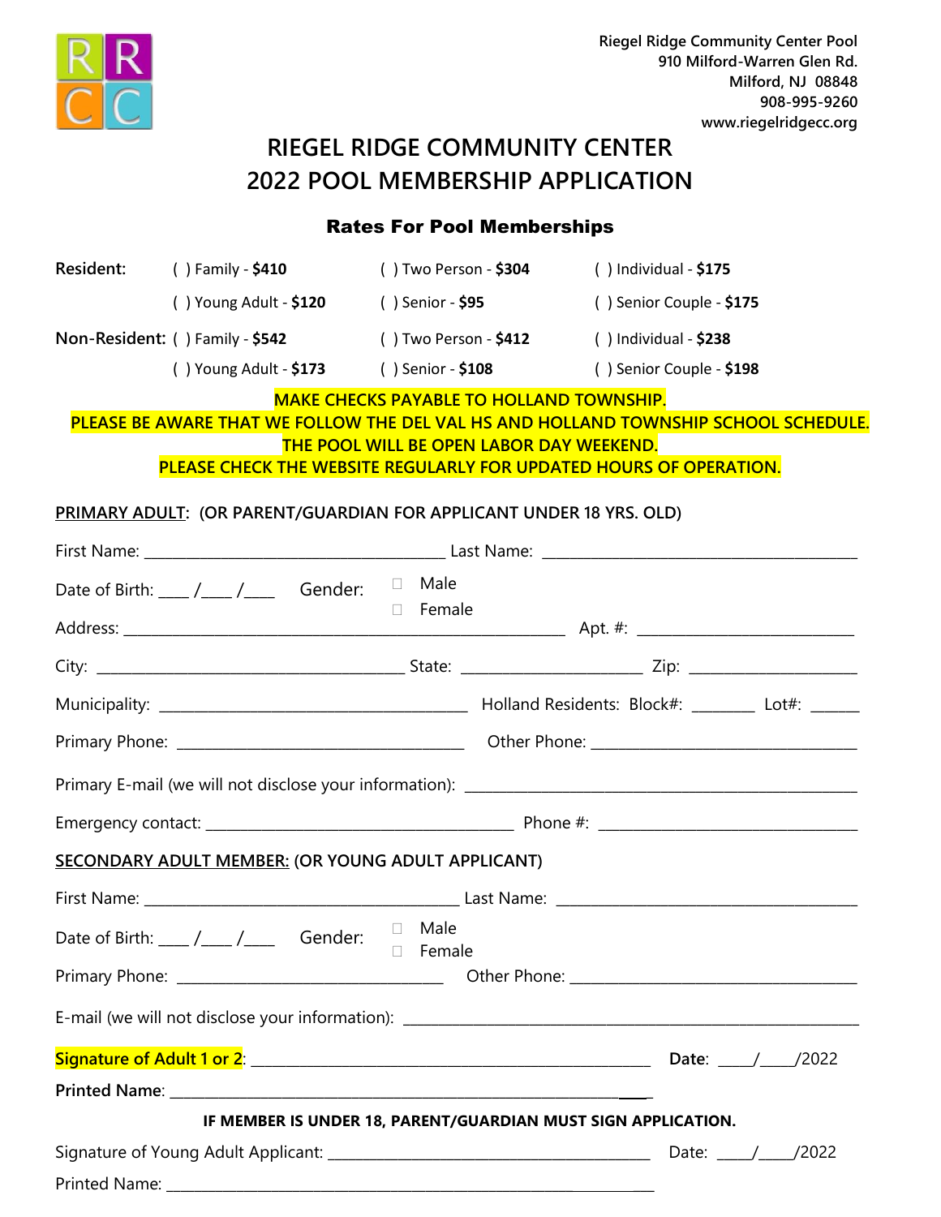Riegel Ridge Community Center Pool
910 Milford-Warren Glen Rd.
Milford, NJ 08848
908-995-9260
www.riegelridgecc.org

# RIEGEL RIDGE COMMUNITY CENTER
# 2022 POOL MEMBERSHIP APPLICATION

### Rates For Pool Memberships

| | | | |
|---|---|---|---|
| **Resident:** | ( ) Family - **$410** | ( ) Two Person - **$304** | ( ) Individual - **$175** |
| | ( ) Young Adult - **$120** | ( ) Senior - **$95** | ( ) Senior Couple - **$175** |
| **Non-Resident:** | ( ) Family - **$542** | ( ) Two Person - **$412** | ( ) Individual - **$238** |
| | ( ) Young Adult - **$173** | ( ) Senior - **$108** | ( ) Senior Couple - **$198** |

MAKE CHECKS PAYABLE TO HOLLAND TOWNSHIP.
PLEASE BE AWARE THAT WE FOLLOW THE DEL VAL HS AND HOLLAND TOWNSHIP SCHOOL SCHEDULE.
THE POOL WILL BE OPEN LABOR DAY WEEKEND.
PLEASE CHECK THE WEBSITE REGULARLY FOR UPDATED HOURS OF OPERATION.

PRIMARY ADULT: (OR PARENT/GUARDIAN FOR APPLICANT UNDER 18 YRS. OLD)

First Name: ______________________ Last Name: ______________________

Date of Birth: ____ /____ /____ Gender: ☐ Male ☐ Female

Address: ______________________ Apt. #: ______________

City: ______________________ State: ____________ Zip: ____________

Municipality: ______________________ Holland Residents: Block#: ________ Lot#: ______

Primary Phone: ______________________ Other Phone: ______________________

Primary E-mail (we will not disclose your information): ______________________

Emergency contact: ______________________ Phone #: ______________________

SECONDARY ADULT MEMBER: (OR YOUNG ADULT APPLICANT)

First Name: ______________________ Last Name: ______________________

Date of Birth: ____ /____ /____ Gender: ☐ Male ☐ Female

Primary Phone: ______________________ Other Phone: ______________________

E-mail (we will not disclose your information): ______________________

Signature of Adult 1 or 2: ______________________ **Date**: ____/____/2022

**Printed Name**: ______________________

**IF MEMBER IS UNDER 18, PARENT/GUARDIAN MUST SIGN APPLICATION.**

Signature of Young Adult Applicant: ______________________ Date: ____/____/2022

Printed Name: ______________________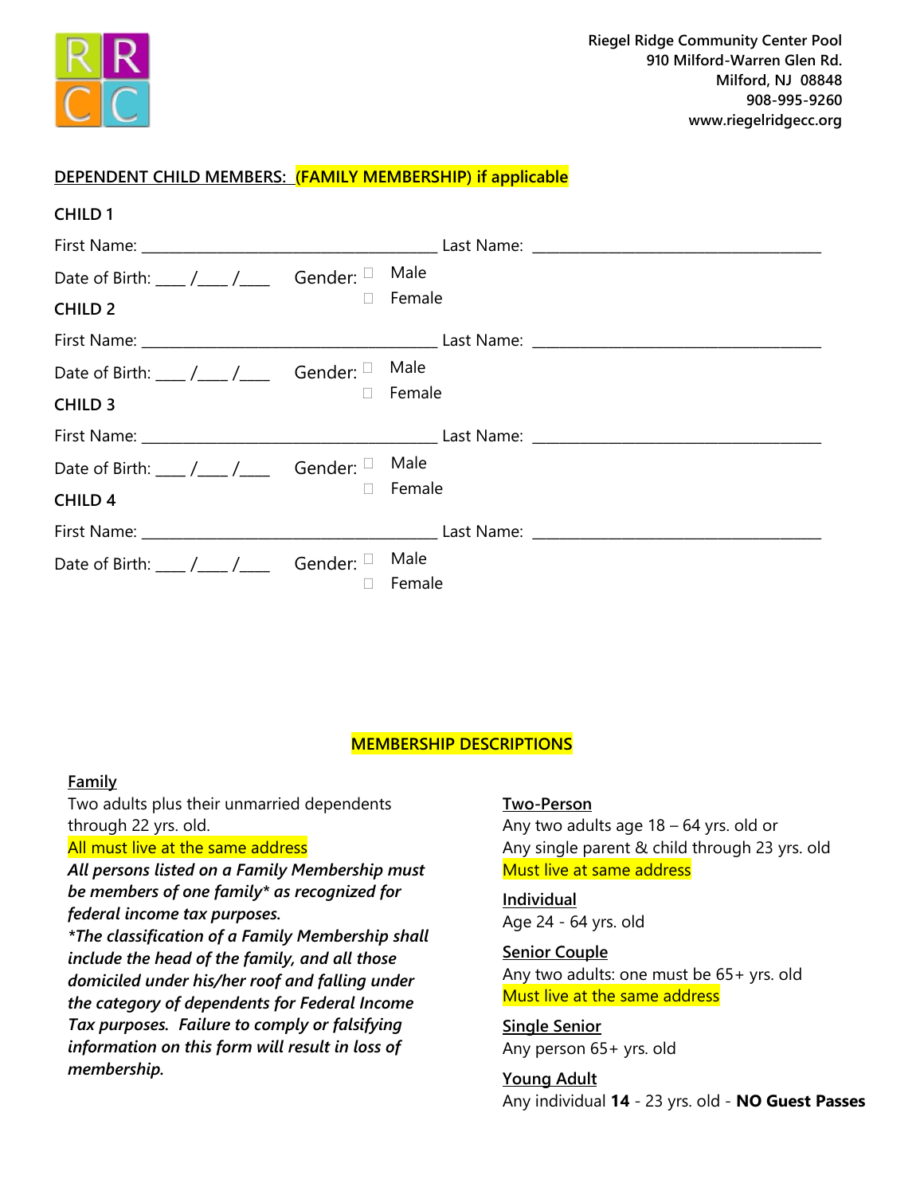RRCC

Riegel Ridge Community Center Pool
910 Milford-Warren Glen Rd.
Milford, NJ 08848
908-995-9260
www.riegelridgecc.org

## DEPENDENT CHILD MEMBERS: (FAMILY MEMBERSHIP) if applicable

**CHILD 1**

First Name: ______________________________ Last Name: ______________________________

Date of Birth: ____ /____ /____ Gender: ☐ Male ☐ Female

**CHILD 2**

First Name: ______________________________ Last Name: ______________________________

Date of Birth: ____ /____ /____ Gender: ☐ Male ☐ Female

**CHILD 3**

First Name: ______________________________ Last Name: ______________________________

Date of Birth: ____ /____ /____ Gender: ☐ Male ☐ Female

**CHILD 4**

First Name: ______________________________ Last Name: ______________________________

Date of Birth: ____ /____ /____ Gender: ☐ Male ☐ Female

## MEMBERSHIP DESCRIPTIONS

**Family**

Two adults plus their unmarried dependents through 22 yrs. old.

All must live at the same address

***All persons listed on a Family Membership must be members of one family* as recognized for federal income tax purposes.***

***\*The classification of a Family Membership shall include the head of the family, and all those domiciled under his/her roof and falling under the category of dependents for Federal Income Tax purposes. Failure to comply or falsifying information on this form will result in loss of membership.***

**Two-Person**

Any two adults age 18 – 64 yrs. old or
Any single parent & child through 23 yrs. old
Must live at same address

**Individual**

Age 24 - 64 yrs. old

**Senior Couple**

Any two adults: one must be 65+ yrs. old
Must live at the same address

**Single Senior**

Any person 65+ yrs. old

**Young Adult**

Any individual **14** - 23 yrs. old - **NO Guest Passes**